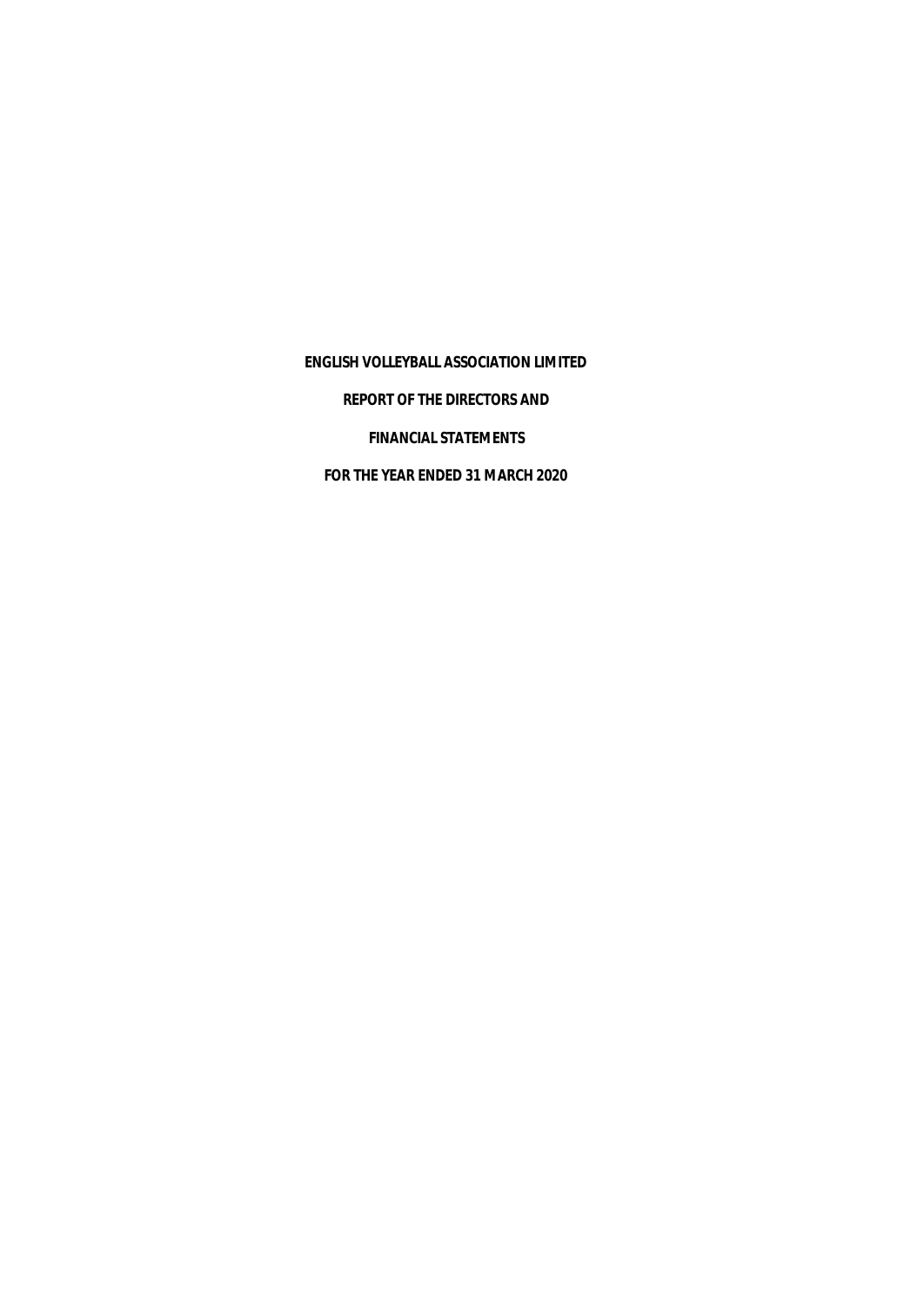**ENGLISH VOLLEYBALL ASSOCIATION LIMITED**

**REPORT OF THE DIRECTORS AND**

**FINANCIAL STATEMENTS**

**FOR THE YEAR ENDED 31 MARCH 2020**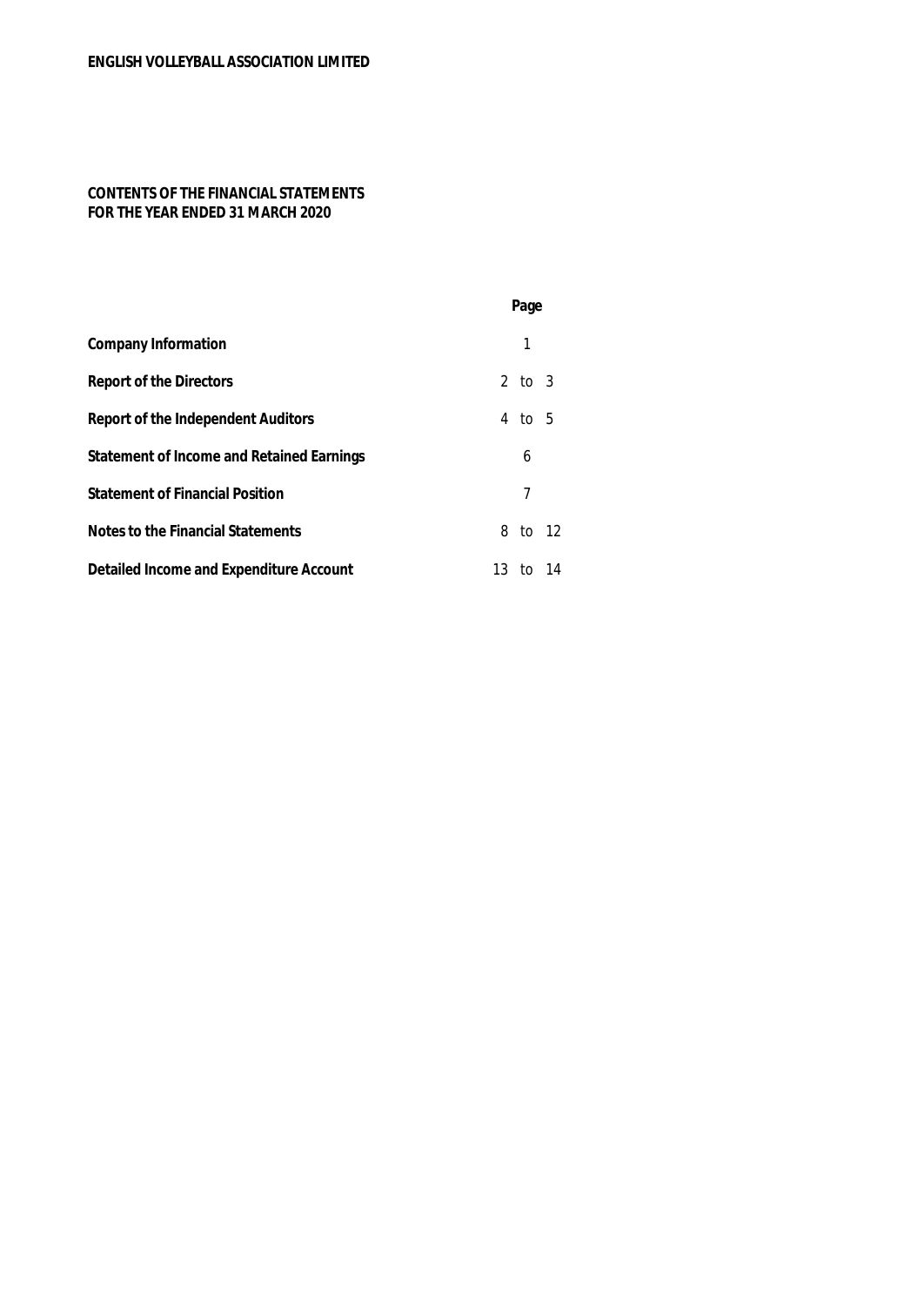**ENGLISH VOLLEYBALL ASSOCIATION LIMITED**

**CONTENTS OF THE FINANCIAL STATEMENTS**
**FOR THE YEAR ENDED 31 MARCH 2020**

| | Page |
|---|---|
| **Company Information** | 1 |
| **Report of the Directors** | 2 to 3 |
| **Report of the Independent Auditors** | 4 to 5 |
| **Statement of Income and Retained Earnings** | 6 |
| **Statement of Financial Position** | 7 |
| **Notes to the Financial Statements** | 8 to 12 |
| **Detailed Income and Expenditure Account** | 13 to 14 |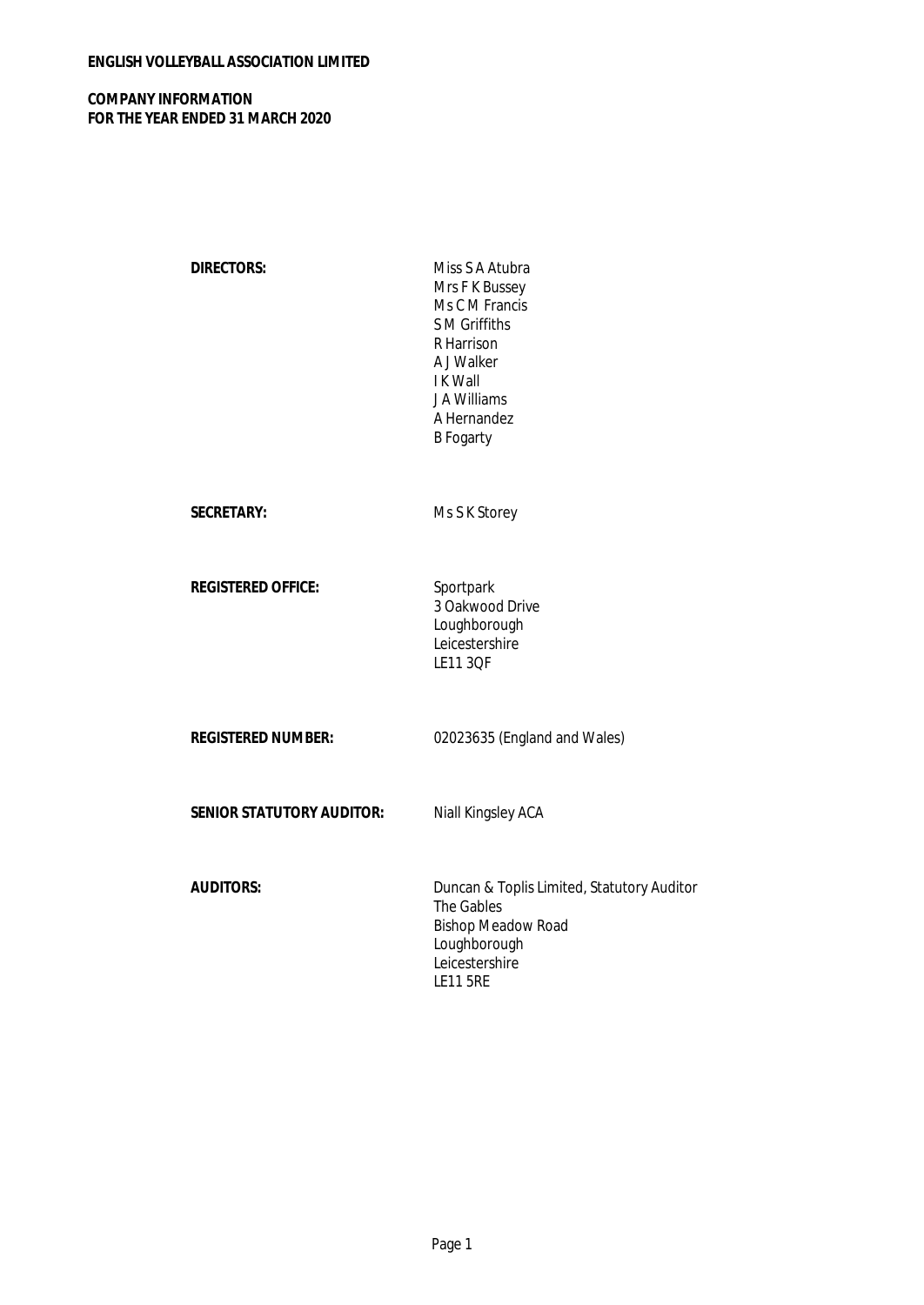**ENGLISH VOLLEYBALL ASSOCIATION LIMITED**

**COMPANY INFORMATION**
**FOR THE YEAR ENDED 31 MARCH 2020**

| | |
|---|---|
| **DIRECTORS:** | Miss S A Atubra<br>Mrs F K Bussey<br>Ms C M Francis<br>S M Griffiths<br>R Harrison<br>A J Walker<br>I K Wall<br>J A Williams<br>A Hernandez<br>B Fogarty |
| **SECRETARY:** | Ms S K Storey |
| **REGISTERED OFFICE:** | Sportpark<br>3 Oakwood Drive<br>Loughborough<br>Leicestershire<br>LE11 3QF |
| **REGISTERED NUMBER:** | 02023635 (England and Wales) |
| **SENIOR STATUTORY AUDITOR:** | Niall Kingsley ACA |
| **AUDITORS:** | Duncan & Toplis Limited, Statutory Auditor<br>The Gables<br>Bishop Meadow Road<br>Loughborough<br>Leicestershire<br>LE11 5RE |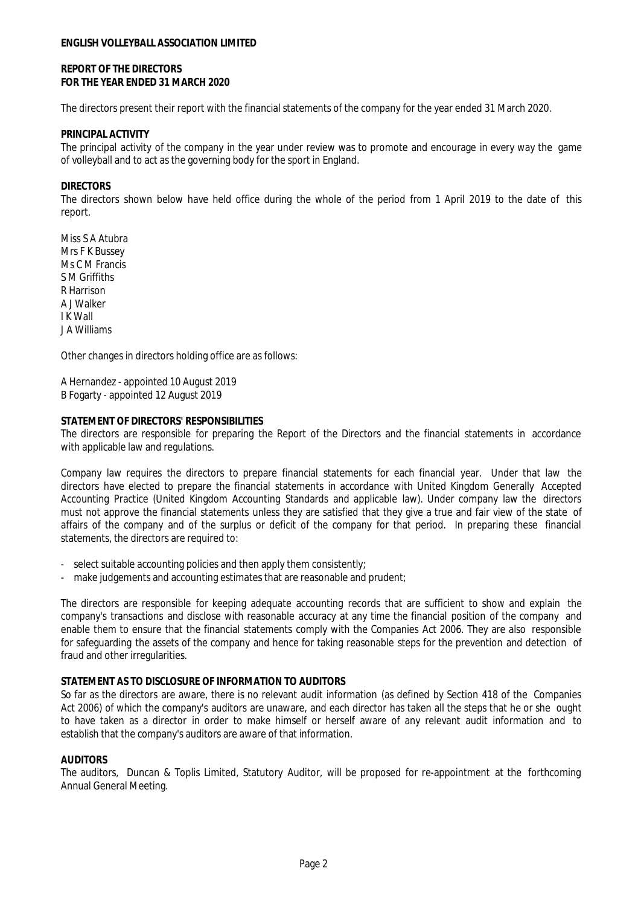**ENGLISH VOLLEYBALL ASSOCIATION LIMITED**

# REPORT OF THE DIRECTORS FOR THE YEAR ENDED 31 MARCH 2020

The directors present their report with the financial statements of the company for the year ended 31 March 2020.

## PRINCIPAL ACTIVITY

The principal activity of the company in the year under review was to promote and encourage in every way the game of volleyball and to act as the governing body for the sport in England.

## DIRECTORS

The directors shown below have held office during the whole of the period from 1 April 2019 to the date of this report.

Miss S A Atubra
Mrs F K Bussey
Ms C M Francis
S M Griffiths
R Harrison
A J Walker
I K Wall
J A Williams

Other changes in directors holding office are as follows:

A Hernandez - appointed 10 August 2019
B Fogarty - appointed 12 August 2019

## STATEMENT OF DIRECTORS' RESPONSIBILITIES

The directors are responsible for preparing the Report of the Directors and the financial statements in accordance with applicable law and regulations.

Company law requires the directors to prepare financial statements for each financial year. Under that law the directors have elected to prepare the financial statements in accordance with United Kingdom Generally Accepted Accounting Practice (United Kingdom Accounting Standards and applicable law). Under company law the directors must not approve the financial statements unless they are satisfied that they give a true and fair view of the state of affairs of the company and of the surplus or deficit of the company for that period. In preparing these financial statements, the directors are required to:

- select suitable accounting policies and then apply them consistently;
- make judgements and accounting estimates that are reasonable and prudent;

The directors are responsible for keeping adequate accounting records that are sufficient to show and explain the company's transactions and disclose with reasonable accuracy at any time the financial position of the company and enable them to ensure that the financial statements comply with the Companies Act 2006. They are also responsible for safeguarding the assets of the company and hence for taking reasonable steps for the prevention and detection of fraud and other irregularities.

## STATEMENT AS TO DISCLOSURE OF INFORMATION TO AUDITORS

So far as the directors are aware, there is no relevant audit information (as defined by Section 418 of the Companies Act 2006) of which the company's auditors are unaware, and each director has taken all the steps that he or she ought to have taken as a director in order to make himself or herself aware of any relevant audit information and to establish that the company's auditors are aware of that information.

## AUDITORS

The auditors, Duncan & Toplis Limited, Statutory Auditor, will be proposed for re-appointment at the forthcoming Annual General Meeting.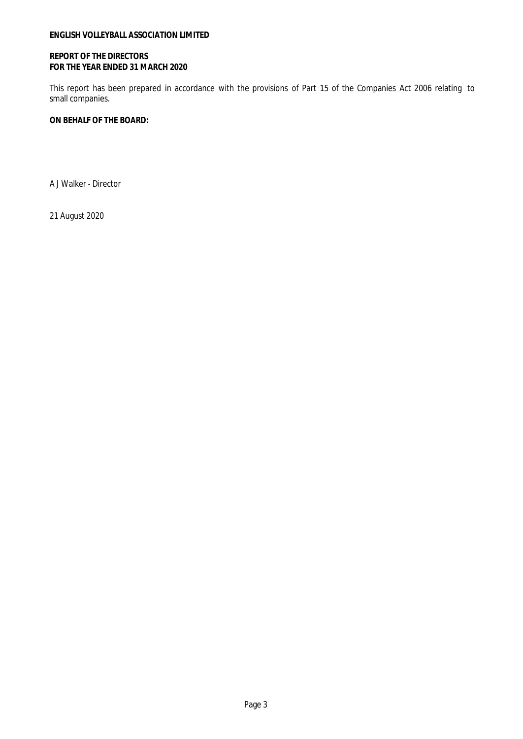**ENGLISH VOLLEYBALL ASSOCIATION LIMITED**

**REPORT OF THE DIRECTORS**
**FOR THE YEAR ENDED 31 MARCH 2020**

This report has been prepared in accordance with the provisions of Part 15 of the Companies Act 2006 relating to small companies.

**ON BEHALF OF THE BOARD:**

A J Walker - Director

21 August 2020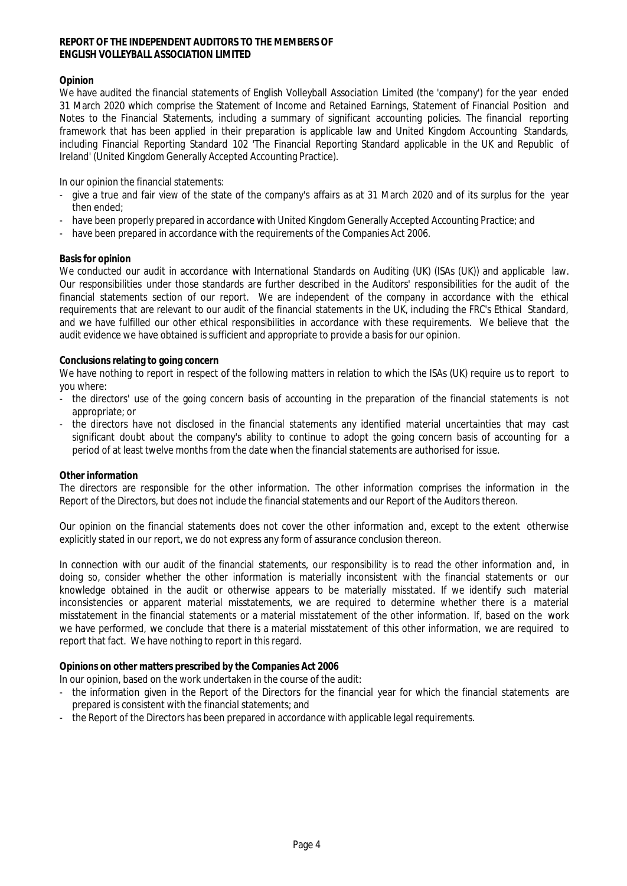**REPORT OF THE INDEPENDENT AUDITORS TO THE MEMBERS OF ENGLISH VOLLEYBALL ASSOCIATION LIMITED**

**Opinion**

We have audited the financial statements of English Volleyball Association Limited (the 'company') for the year ended 31 March 2020 which comprise the Statement of Income and Retained Earnings, Statement of Financial Position and Notes to the Financial Statements, including a summary of significant accounting policies. The financial reporting framework that has been applied in their preparation is applicable law and United Kingdom Accounting Standards, including Financial Reporting Standard 102 'The Financial Reporting Standard applicable in the UK and Republic of Ireland' (United Kingdom Generally Accepted Accounting Practice).

In our opinion the financial statements:

- give a true and fair view of the state of the company's affairs as at 31 March 2020 and of its surplus for the year then ended;
- have been properly prepared in accordance with United Kingdom Generally Accepted Accounting Practice; and
- have been prepared in accordance with the requirements of the Companies Act 2006.

**Basis for opinion**

We conducted our audit in accordance with International Standards on Auditing (UK) (ISAs (UK)) and applicable law. Our responsibilities under those standards are further described in the Auditors' responsibilities for the audit of the financial statements section of our report. We are independent of the company in accordance with the ethical requirements that are relevant to our audit of the financial statements in the UK, including the FRC's Ethical Standard, and we have fulfilled our other ethical responsibilities in accordance with these requirements. We believe that the audit evidence we have obtained is sufficient and appropriate to provide a basis for our opinion.

**Conclusions relating to going concern**

We have nothing to report in respect of the following matters in relation to which the ISAs (UK) require us to report to you where:

- the directors' use of the going concern basis of accounting in the preparation of the financial statements is not appropriate; or
- the directors have not disclosed in the financial statements any identified material uncertainties that may cast significant doubt about the company's ability to continue to adopt the going concern basis of accounting for a period of at least twelve months from the date when the financial statements are authorised for issue.

**Other information**

The directors are responsible for the other information. The other information comprises the information in the Report of the Directors, but does not include the financial statements and our Report of the Auditors thereon.

Our opinion on the financial statements does not cover the other information and, except to the extent otherwise explicitly stated in our report, we do not express any form of assurance conclusion thereon.

In connection with our audit of the financial statements, our responsibility is to read the other information and, in doing so, consider whether the other information is materially inconsistent with the financial statements or our knowledge obtained in the audit or otherwise appears to be materially misstated. If we identify such material inconsistencies or apparent material misstatements, we are required to determine whether there is a material misstatement in the financial statements or a material misstatement of the other information. If, based on the work we have performed, we conclude that there is a material misstatement of this other information, we are required to report that fact. We have nothing to report in this regard.

**Opinions on other matters prescribed by the Companies Act 2006**

In our opinion, based on the work undertaken in the course of the audit:

- the information given in the Report of the Directors for the financial year for which the financial statements are prepared is consistent with the financial statements; and
- the Report of the Directors has been prepared in accordance with applicable legal requirements.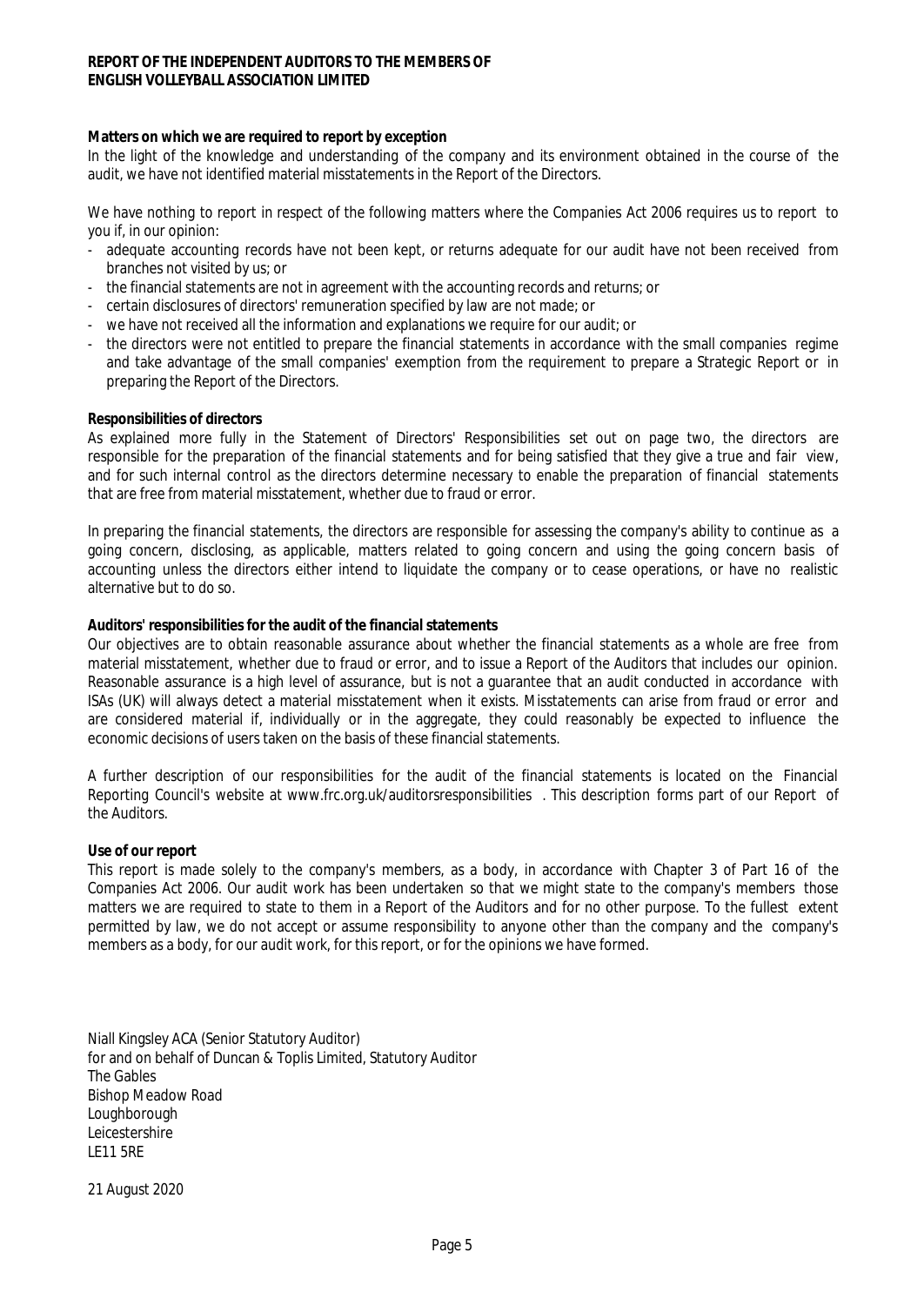**REPORT OF THE INDEPENDENT AUDITORS TO THE MEMBERS OF ENGLISH VOLLEYBALL ASSOCIATION LIMITED**

**Matters on which we are required to report by exception**

In the light of the knowledge and understanding of the company and its environment obtained in the course of the audit, we have not identified material misstatements in the Report of the Directors.

We have nothing to report in respect of the following matters where the Companies Act 2006 requires us to report to you if, in our opinion:

- adequate accounting records have not been kept, or returns adequate for our audit have not been received from branches not visited by us; or
- the financial statements are not in agreement with the accounting records and returns; or
- certain disclosures of directors' remuneration specified by law are not made; or
- we have not received all the information and explanations we require for our audit; or
- the directors were not entitled to prepare the financial statements in accordance with the small companies regime and take advantage of the small companies' exemption from the requirement to prepare a Strategic Report or in preparing the Report of the Directors.

**Responsibilities of directors**

As explained more fully in the Statement of Directors' Responsibilities set out on page two, the directors are responsible for the preparation of the financial statements and for being satisfied that they give a true and fair view, and for such internal control as the directors determine necessary to enable the preparation of financial statements that are free from material misstatement, whether due to fraud or error.

In preparing the financial statements, the directors are responsible for assessing the company's ability to continue as a going concern, disclosing, as applicable, matters related to going concern and using the going concern basis of accounting unless the directors either intend to liquidate the company or to cease operations, or have no realistic alternative but to do so.

**Auditors' responsibilities for the audit of the financial statements**

Our objectives are to obtain reasonable assurance about whether the financial statements as a whole are free from material misstatement, whether due to fraud or error, and to issue a Report of the Auditors that includes our opinion. Reasonable assurance is a high level of assurance, but is not a guarantee that an audit conducted in accordance with ISAs (UK) will always detect a material misstatement when it exists. Misstatements can arise from fraud or error and are considered material if, individually or in the aggregate, they could reasonably be expected to influence the economic decisions of users taken on the basis of these financial statements.

A further description of our responsibilities for the audit of the financial statements is located on the Financial Reporting Council's website at www.frc.org.uk/auditorsresponsibilities . This description forms part of our Report of the Auditors.

**Use of our report**

This report is made solely to the company's members, as a body, in accordance with Chapter 3 of Part 16 of the Companies Act 2006. Our audit work has been undertaken so that we might state to the company's members those matters we are required to state to them in a Report of the Auditors and for no other purpose. To the fullest extent permitted by law, we do not accept or assume responsibility to anyone other than the company and the company's members as a body, for our audit work, for this report, or for the opinions we have formed.

Niall Kingsley ACA (Senior Statutory Auditor)
for and on behalf of Duncan & Toplis Limited, Statutory Auditor
The Gables
Bishop Meadow Road
Loughborough
Leicestershire
LE11 5RE

21 August 2020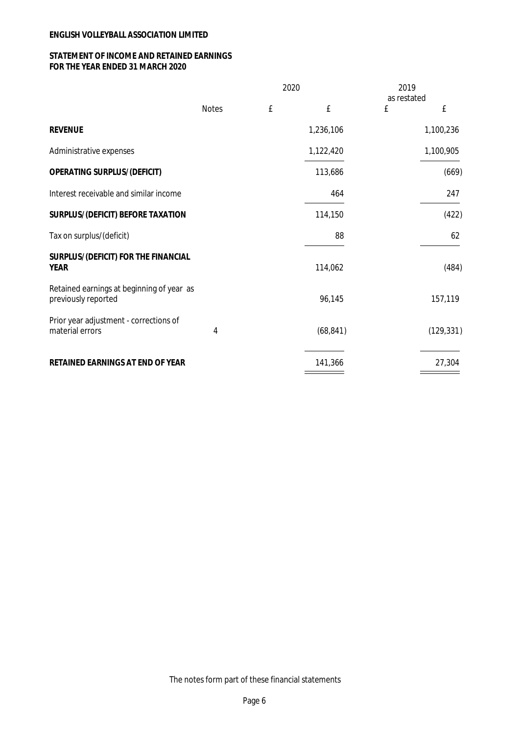**ENGLISH VOLLEYBALL ASSOCIATION LIMITED**

**STATEMENT OF INCOME AND RETAINED EARNINGS**
**FOR THE YEAR ENDED 31 MARCH 2020**

| | Notes | 2020 £ | 2020 £ | 2019 as restated £ | 2019 as restated £ |
|---|---|---|---|---|---|
| **REVENUE** | | | 1,236,106 | | 1,100,236 |
| Administrative expenses | | | 1,122,420 | | 1,100,905 |
| **OPERATING SURPLUS/(DEFICIT)** | | | 113,686 | | (669) |
| Interest receivable and similar income | | | 464 | | 247 |
| **SURPLUS/(DEFICIT) BEFORE TAXATION** | | | 114,150 | | (422) |
| Tax on surplus/(deficit) | | | 88 | | 62 |
| **SURPLUS/(DEFICIT) FOR THE FINANCIAL YEAR** | | | 114,062 | | (484) |
| Retained earnings at beginning of year as previously reported | | | 96,145 | | 157,119 |
| Prior year adjustment - corrections of material errors | 4 | | (68,841) | | (129,331) |
| **RETAINED EARNINGS AT END OF YEAR** | | | 141,366 | | 27,304 |

The notes form part of these financial statements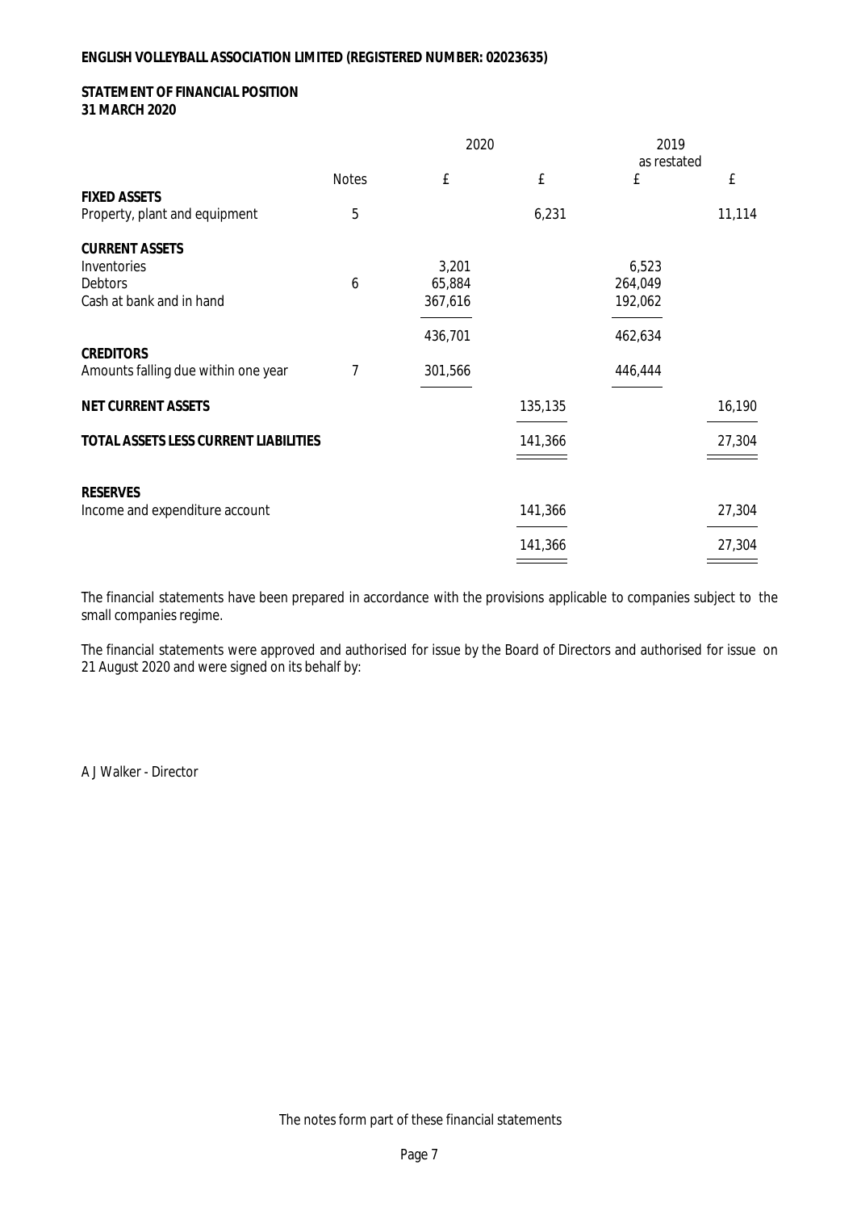**ENGLISH VOLLEYBALL ASSOCIATION LIMITED (REGISTERED NUMBER: 02023635)**

# STATEMENT OF FINANCIAL POSITION
## 31 MARCH 2020

| | | 2020 | | 2019 as restated | |
|---|---|---|---|---|---|
| | Notes | £ | £ | £ | £ |
| **FIXED ASSETS** | | | | | |
| Property, plant and equipment | 5 | | 6,231 | | 11,114 |
| **CURRENT ASSETS** | | | | | |
| Inventories | | 3,201 | | 6,523 | |
| Debtors | 6 | 65,884 | | 264,049 | |
| Cash at bank and in hand | | 367,616 | | 192,062 | |
| | | 436,701 | | 462,634 | |
| **CREDITORS** | | | | | |
| Amounts falling due within one year | 7 | 301,566 | | 446,444 | |
| **NET CURRENT ASSETS** | | | 135,135 | | 16,190 |
| **TOTAL ASSETS LESS CURRENT LIABILITIES** | | | 141,366 | | 27,304 |
| **RESERVES** | | | | | |
| Income and expenditure account | | | 141,366 | | 27,304 |
| | | | 141,366 | | 27,304 |

The financial statements have been prepared in accordance with the provisions applicable to companies subject to the small companies regime.

The financial statements were approved and authorised for issue by the Board of Directors and authorised for issue on 21 August 2020 and were signed on its behalf by:

A J Walker - Director

The notes form part of these financial statements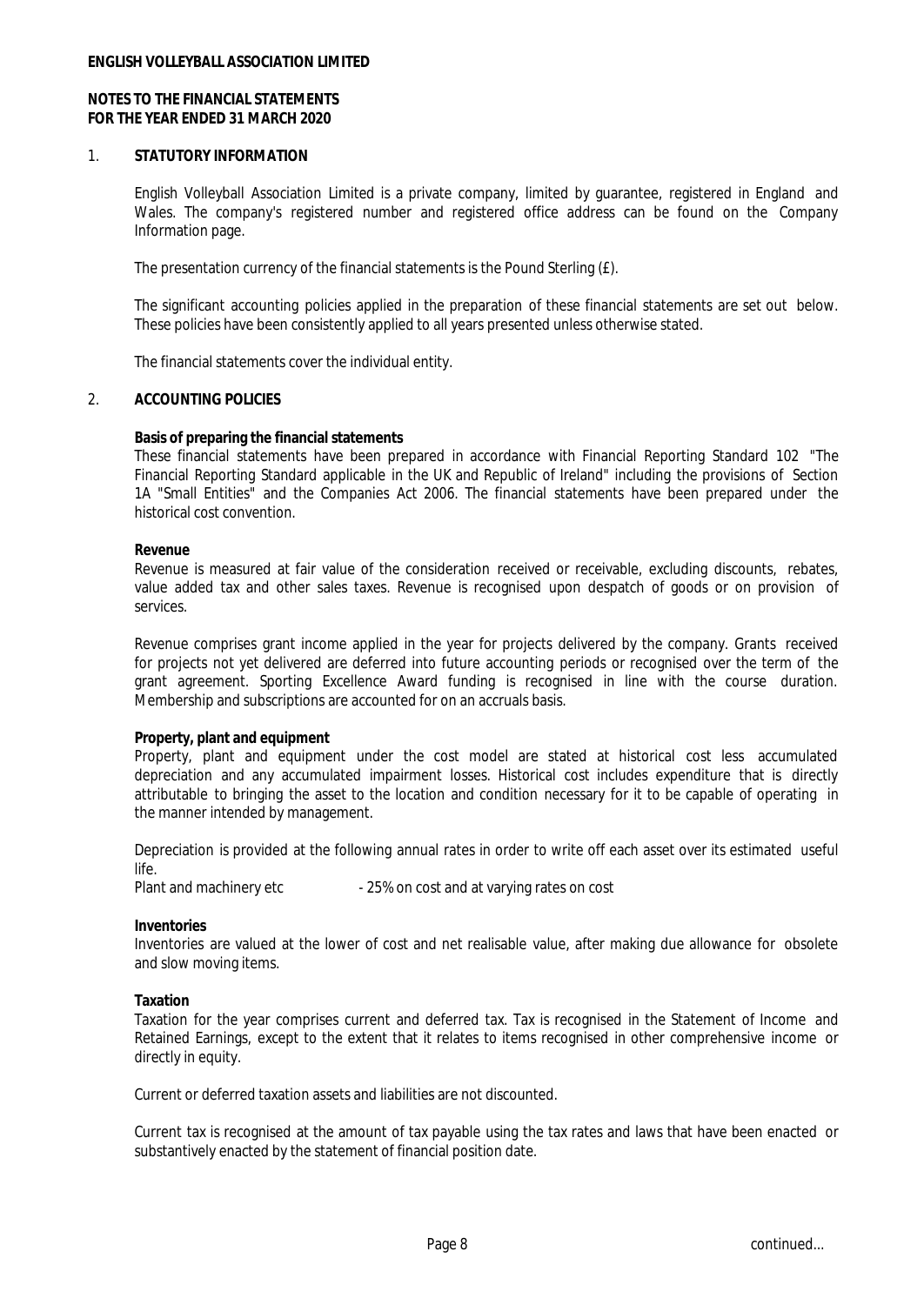**ENGLISH VOLLEYBALL ASSOCIATION LIMITED**

**NOTES TO THE FINANCIAL STATEMENTS**
**FOR THE YEAR ENDED 31 MARCH 2020**

## 1. STATUTORY INFORMATION

English Volleyball Association Limited is a private company, limited by guarantee, registered in England and Wales. The company's registered number and registered office address can be found on the Company Information page.

The presentation currency of the financial statements is the Pound Sterling (£).

The significant accounting policies applied in the preparation of these financial statements are set out below. These policies have been consistently applied to all years presented unless otherwise stated.

The financial statements cover the individual entity.

## 2. ACCOUNTING POLICIES

**Basis of preparing the financial statements**
These financial statements have been prepared in accordance with Financial Reporting Standard 102 "The Financial Reporting Standard applicable in the UK and Republic of Ireland" including the provisions of Section 1A "Small Entities" and the Companies Act 2006. The financial statements have been prepared under the historical cost convention.

**Revenue**
Revenue is measured at fair value of the consideration received or receivable, excluding discounts, rebates, value added tax and other sales taxes. Revenue is recognised upon despatch of goods or on provision of services.

Revenue comprises grant income applied in the year for projects delivered by the company. Grants received for projects not yet delivered are deferred into future accounting periods or recognised over the term of the grant agreement. Sporting Excellence Award funding is recognised in line with the course duration. Membership and subscriptions are accounted for on an accruals basis.

**Property, plant and equipment**
Property, plant and equipment under the cost model are stated at historical cost less accumulated depreciation and any accumulated impairment losses. Historical cost includes expenditure that is directly attributable to bringing the asset to the location and condition necessary for it to be capable of operating in the manner intended by management.

Depreciation is provided at the following annual rates in order to write off each asset over its estimated useful life.

Plant and machinery etc - 25% on cost and at varying rates on cost

**Inventories**
Inventories are valued at the lower of cost and net realisable value, after making due allowance for obsolete and slow moving items.

**Taxation**
Taxation for the year comprises current and deferred tax. Tax is recognised in the Statement of Income and Retained Earnings, except to the extent that it relates to items recognised in other comprehensive income or directly in equity.

Current or deferred taxation assets and liabilities are not discounted.

Current tax is recognised at the amount of tax payable using the tax rates and laws that have been enacted or substantively enacted by the statement of financial position date.

continued...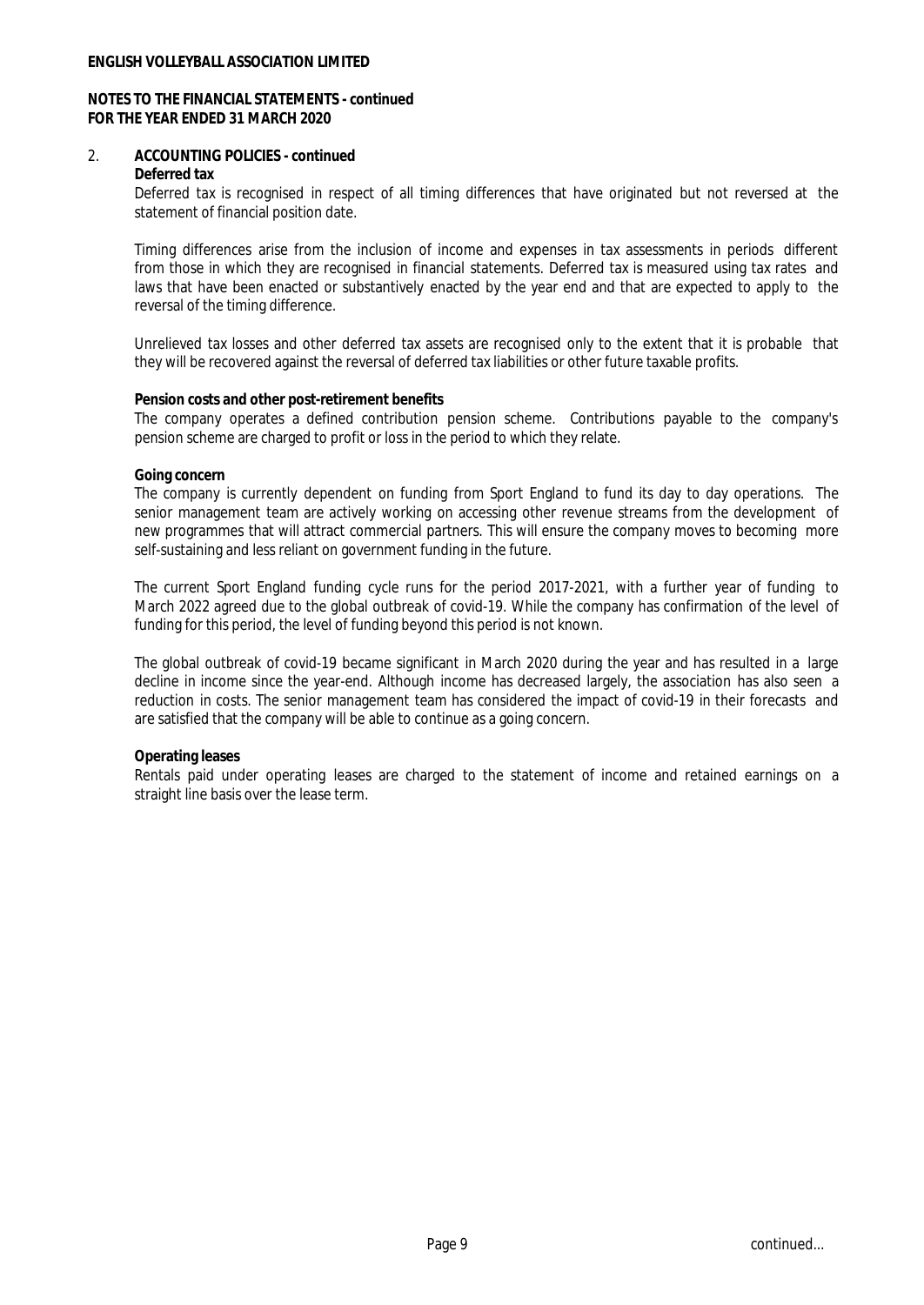## 2. ACCOUNTING POLICIES - continued

**Deferred tax**

Deferred tax is recognised in respect of all timing differences that have originated but not reversed at the statement of financial position date.

Timing differences arise from the inclusion of income and expenses in tax assessments in periods different from those in which they are recognised in financial statements. Deferred tax is measured using tax rates and laws that have been enacted or substantively enacted by the year end and that are expected to apply to the reversal of the timing difference.

Unrelieved tax losses and other deferred tax assets are recognised only to the extent that it is probable that they will be recovered against the reversal of deferred tax liabilities or other future taxable profits.

**Pension costs and other post-retirement benefits**

The company operates a defined contribution pension scheme. Contributions payable to the company's pension scheme are charged to profit or loss in the period to which they relate.

**Going concern**

The company is currently dependent on funding from Sport England to fund its day to day operations. The senior management team are actively working on accessing other revenue streams from the development of new programmes that will attract commercial partners. This will ensure the company moves to becoming more self-sustaining and less reliant on government funding in the future.

The current Sport England funding cycle runs for the period 2017-2021, with a further year of funding to March 2022 agreed due to the global outbreak of covid-19. While the company has confirmation of the level of funding for this period, the level of funding beyond this period is not known.

The global outbreak of covid-19 became significant in March 2020 during the year and has resulted in a large decline in income since the year-end. Although income has decreased largely, the association has also seen a reduction in costs. The senior management team has considered the impact of covid-19 in their forecasts and are satisfied that the company will be able to continue as a going concern.

**Operating leases**

Rentals paid under operating leases are charged to the statement of income and retained earnings on a straight line basis over the lease term.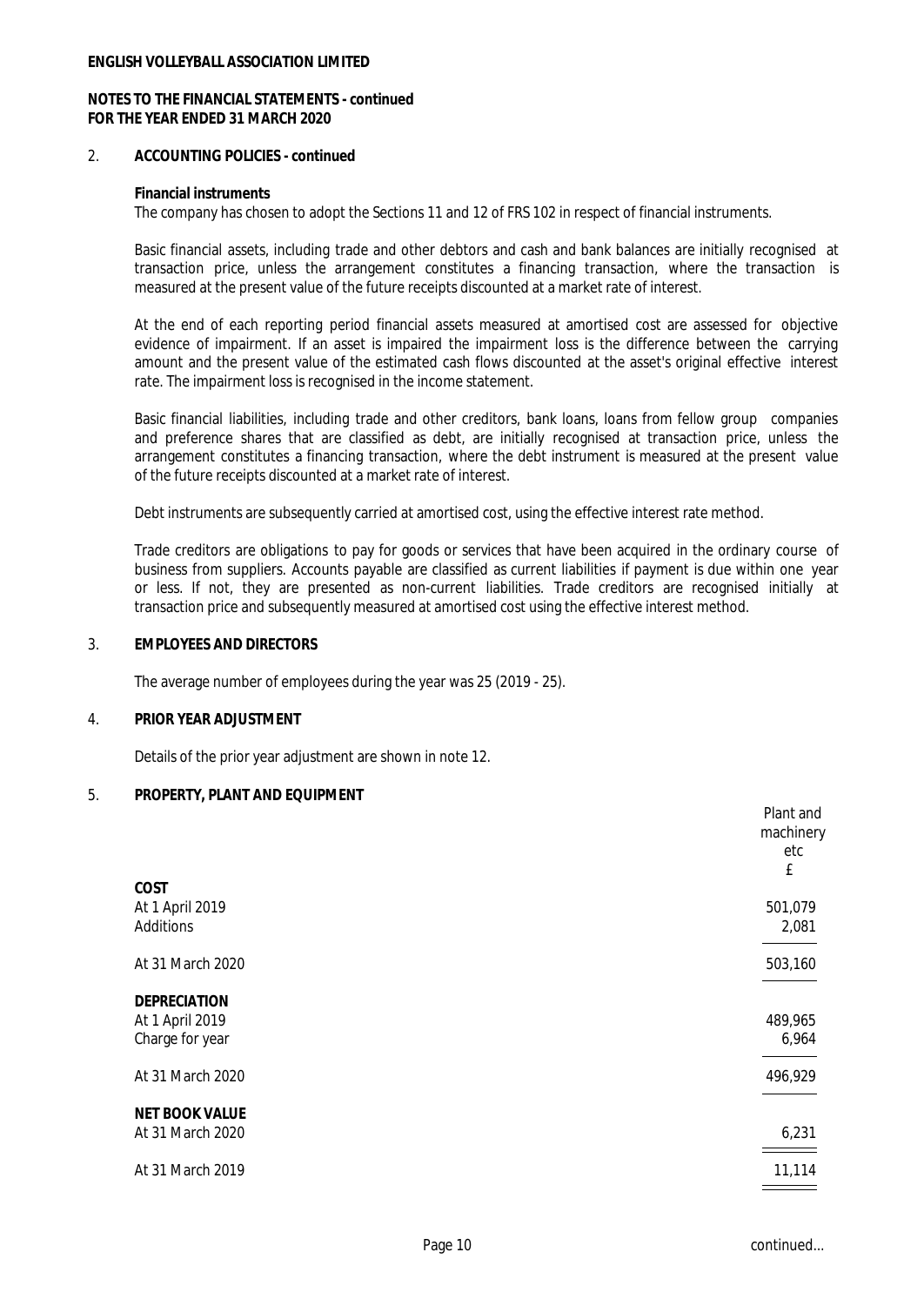**ENGLISH VOLLEYBALL ASSOCIATION LIMITED**

**NOTES TO THE FINANCIAL STATEMENTS - continued**
**FOR THE YEAR ENDED 31 MARCH 2020**

## 2. ACCOUNTING POLICIES - continued

**Financial instruments**

The company has chosen to adopt the Sections 11 and 12 of FRS 102 in respect of financial instruments.

Basic financial assets, including trade and other debtors and cash and bank balances are initially recognised at transaction price, unless the arrangement constitutes a financing transaction, where the transaction is measured at the present value of the future receipts discounted at a market rate of interest.

At the end of each reporting period financial assets measured at amortised cost are assessed for objective evidence of impairment. If an asset is impaired the impairment loss is the difference between the carrying amount and the present value of the estimated cash flows discounted at the asset's original effective interest rate. The impairment loss is recognised in the income statement.

Basic financial liabilities, including trade and other creditors, bank loans, loans from fellow group companies and preference shares that are classified as debt, are initially recognised at transaction price, unless the arrangement constitutes a financing transaction, where the debt instrument is measured at the present value of the future receipts discounted at a market rate of interest.

Debt instruments are subsequently carried at amortised cost, using the effective interest rate method.

Trade creditors are obligations to pay for goods or services that have been acquired in the ordinary course of business from suppliers. Accounts payable are classified as current liabilities if payment is due within one year or less. If not, they are presented as non-current liabilities. Trade creditors are recognised initially at transaction price and subsequently measured at amortised cost using the effective interest method.

## 3. EMPLOYEES AND DIRECTORS

The average number of employees during the year was 25 (2019 - 25).

## 4. PRIOR YEAR ADJUSTMENT

Details of the prior year adjustment are shown in note 12.

## 5. PROPERTY, PLANT AND EQUIPMENT

| | Plant and machinery etc £ |
|---|---|
| **COST** | |
| At 1 April 2019 | 501,079 |
| Additions | 2,081 |
| At 31 March 2020 | 503,160 |
| **DEPRECIATION** | |
| At 1 April 2019 | 489,965 |
| Charge for year | 6,964 |
| At 31 March 2020 | 496,929 |
| **NET BOOK VALUE** | |
| At 31 March 2020 | 6,231 |
| At 31 March 2019 | 11,114 |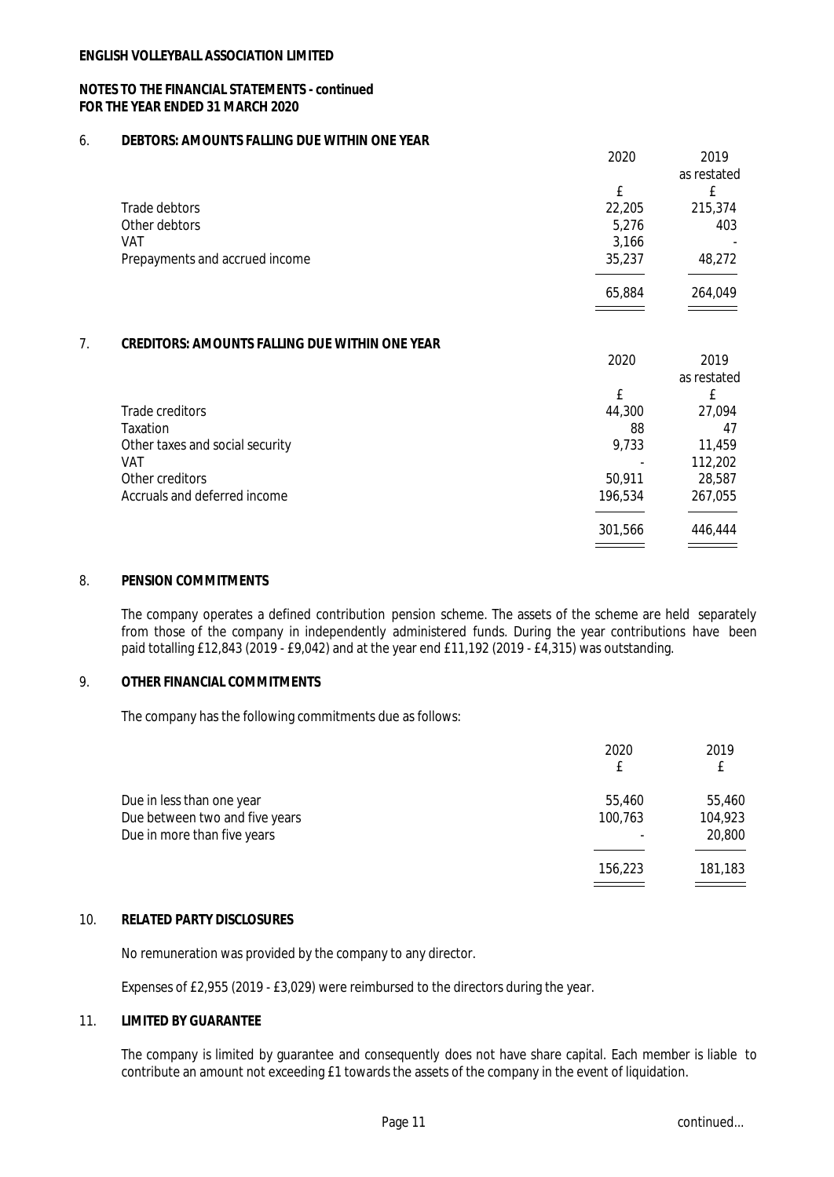**ENGLISH VOLLEYBALL ASSOCIATION LIMITED**

**NOTES TO THE FINANCIAL STATEMENTS - continued**
**FOR THE YEAR ENDED 31 MARCH 2020**

## 6. DEBTORS: AMOUNTS FALLING DUE WITHIN ONE YEAR

| | 2020 | 2019 as restated |
|---|---|---|
| | £ | £ |
| Trade debtors | 22,205 | 215,374 |
| Other debtors | 5,276 | 403 |
| VAT | 3,166 | - |
| Prepayments and accrued income | 35,237 | 48,272 |
| | 65,884 | 264,049 |

## 7. CREDITORS: AMOUNTS FALLING DUE WITHIN ONE YEAR

| | 2020 | 2019 as restated |
|---|---|---|
| | £ | £ |
| Trade creditors | 44,300 | 27,094 |
| Taxation | 88 | 47 |
| Other taxes and social security | 9,733 | 11,459 |
| VAT | - | 112,202 |
| Other creditors | 50,911 | 28,587 |
| Accruals and deferred income | 196,534 | 267,055 |
| | 301,566 | 446,444 |

## 8. PENSION COMMITMENTS

The company operates a defined contribution pension scheme. The assets of the scheme are held separately from those of the company in independently administered funds. During the year contributions have been paid totalling £12,843 (2019 - £9,042) and at the year end £11,192 (2019 - £4,315) was outstanding.

## 9. OTHER FINANCIAL COMMITMENTS

The company has the following commitments due as follows:

| | 2020 | 2019 |
|---|---|---|
| | £ | £ |
| Due in less than one year | 55,460 | 55,460 |
| Due between two and five years | 100,763 | 104,923 |
| Due in more than five years | - | 20,800 |
| | 156,223 | 181,183 |

## 10. RELATED PARTY DISCLOSURES

No remuneration was provided by the company to any director.

Expenses of £2,955 (2019 - £3,029) were reimbursed to the directors during the year.

## 11. LIMITED BY GUARANTEE

The company is limited by guarantee and consequently does not have share capital. Each member is liable to contribute an amount not exceeding £1 towards the assets of the company in the event of liquidation.

continued...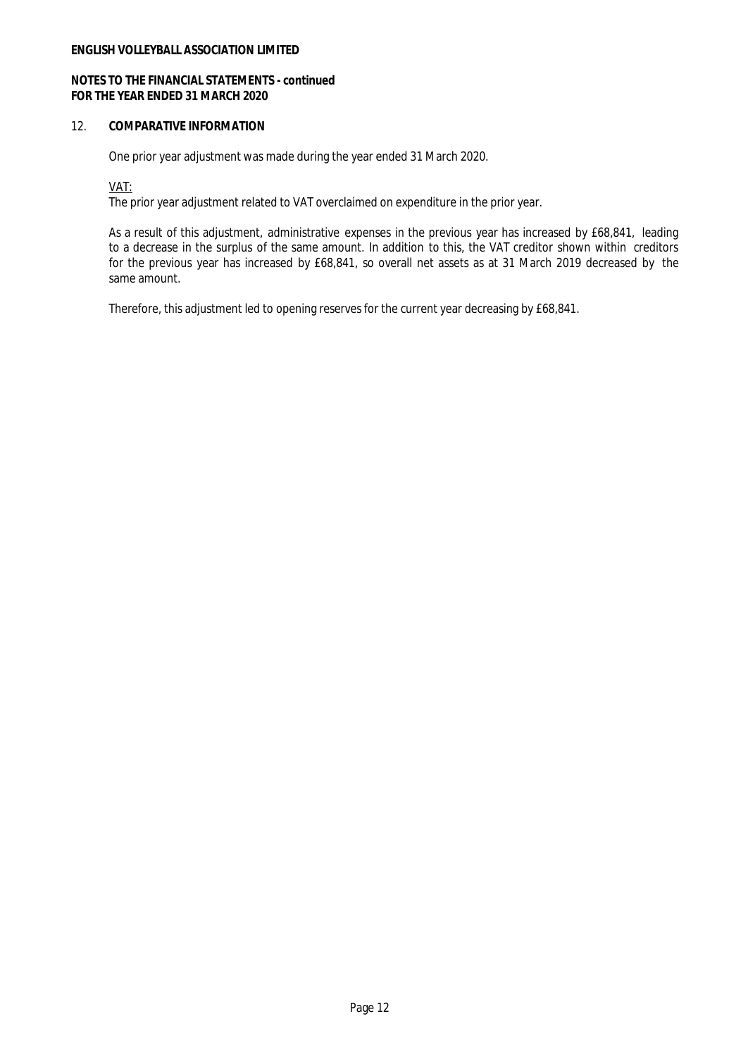## 12. COMPARATIVE INFORMATION

One prior year adjustment was made during the year ended 31 March 2020.

VAT:

The prior year adjustment related to VAT overclaimed on expenditure in the prior year.

As a result of this adjustment, administrative expenses in the previous year has increased by £68,841, leading to a decrease in the surplus of the same amount. In addition to this, the VAT creditor shown within creditors for the previous year has increased by £68,841, so overall net assets as at 31 March 2019 decreased by the same amount.

Therefore, this adjustment led to opening reserves for the current year decreasing by £68,841.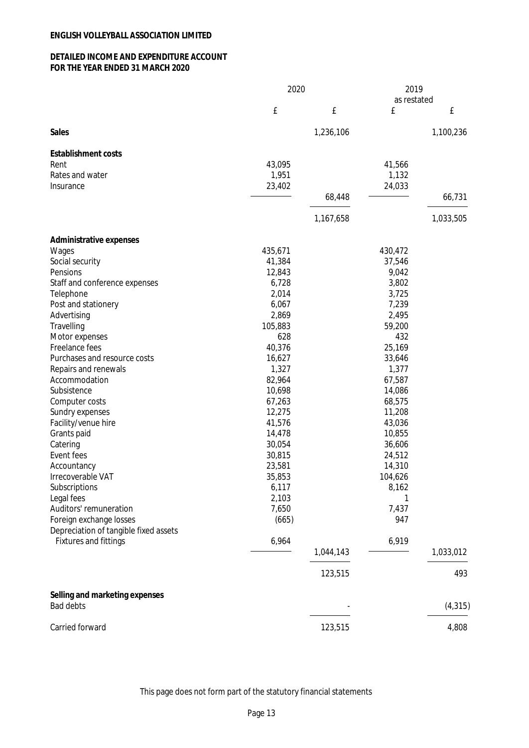**ENGLISH VOLLEYBALL ASSOCIATION LIMITED**

**DETAILED INCOME AND EXPENDITURE ACCOUNT**
**FOR THE YEAR ENDED 31 MARCH 2020**

| | 2020 | | 2019 as restated | |
|---|---|---|---|---|
| | £ | £ | £ | £ |
| **Sales** | | 1,236,106 | | 1,100,236 |
| **Establishment costs** | | | | |
| Rent | 43,095 | | 41,566 | |
| Rates and water | 1,951 | | 1,132 | |
| Insurance | 23,402 | | 24,033 | |
| | | 68,448 | | 66,731 |
| | | 1,167,658 | | 1,033,505 |
| **Administrative expenses** | | | | |
| Wages | 435,671 | | 430,472 | |
| Social security | 41,384 | | 37,546 | |
| Pensions | 12,843 | | 9,042 | |
| Staff and conference expenses | 6,728 | | 3,802 | |
| Telephone | 2,014 | | 3,725 | |
| Post and stationery | 6,067 | | 7,239 | |
| Advertising | 2,869 | | 2,495 | |
| Travelling | 105,883 | | 59,200 | |
| Motor expenses | 628 | | 432 | |
| Freelance fees | 40,376 | | 25,169 | |
| Purchases and resource costs | 16,627 | | 33,646 | |
| Repairs and renewals | 1,327 | | 1,377 | |
| Accommodation | 82,964 | | 67,587 | |
| Subsistence | 10,698 | | 14,086 | |
| Computer costs | 67,263 | | 68,575 | |
| Sundry expenses | 12,275 | | 11,208 | |
| Facility/venue hire | 41,576 | | 43,036 | |
| Grants paid | 14,478 | | 10,855 | |
| Catering | 30,054 | | 36,606 | |
| Event fees | 30,815 | | 24,512 | |
| Accountancy | 23,581 | | 14,310 | |
| Irrecoverable VAT | 35,853 | | 104,626 | |
| Subscriptions | 6,117 | | 8,162 | |
| Legal fees | 2,103 | | 1 | |
| Auditors' remuneration | 7,650 | | 7,437 | |
| Foreign exchange losses | (665) | | 947 | |
| Depreciation of tangible fixed assets | | | | |
| Fixtures and fittings | 6,964 | | 6,919 | |
| | | 1,044,143 | | 1,033,012 |
| | | 123,515 | | 493 |
| **Selling and marketing expenses** | | | | |
| Bad debts | | - | | (4,315) |
| Carried forward | | 123,515 | | 4,808 |

This page does not form part of the statutory financial statements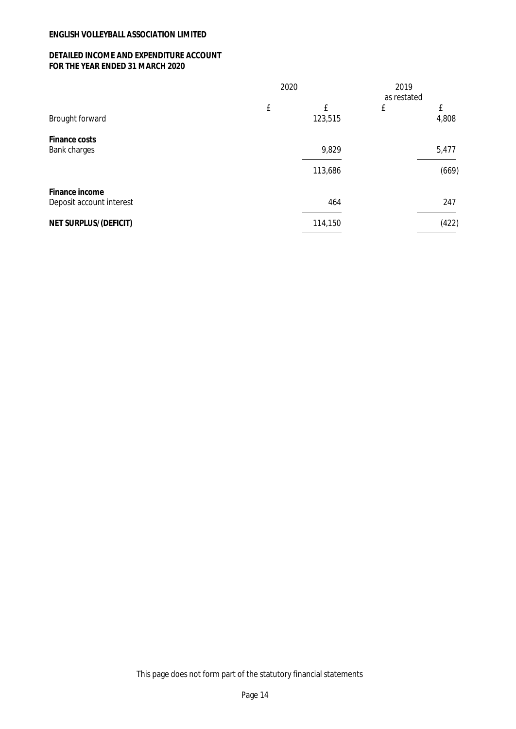**ENGLISH VOLLEYBALL ASSOCIATION LIMITED**

**DETAILED INCOME AND EXPENDITURE ACCOUNT**
**FOR THE YEAR ENDED 31 MARCH 2020**

| | 2020 | | 2019 as restated | |
|---|---|---|---|---|
| | £ | £ | £ | £ |
| Brought forward | | 123,515 | | 4,808 |
| **Finance costs** | | | | |
| Bank charges | | 9,829 | | 5,477 |
| | | 113,686 | | (669) |
| **Finance income** | | | | |
| Deposit account interest | | 464 | | 247 |
| **NET SURPLUS/(DEFICIT)** | | 114,150 | | (422) |

This page does not form part of the statutory financial statements